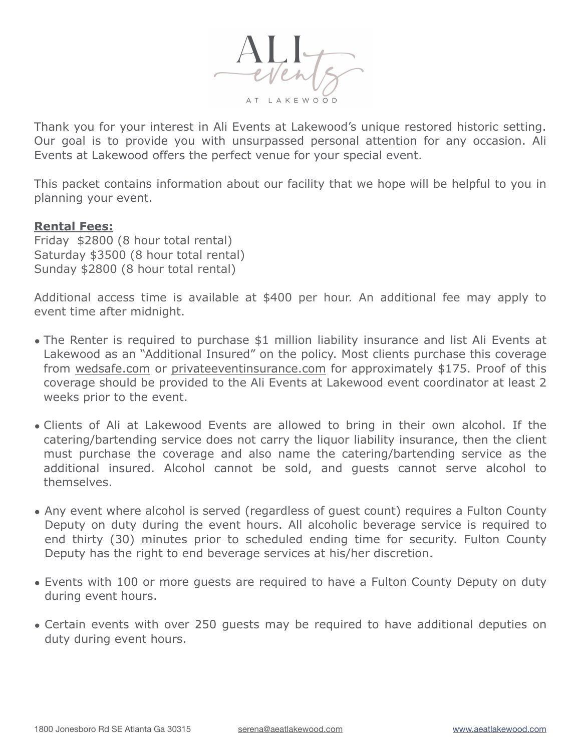# ALI events AT LAKEWOOD

Thank you for your interest in Ali Events at Lakewood's unique restored historic setting. Our goal is to provide you with unsurpassed personal attention for any occasion. Ali Events at Lakewood offers the perfect venue for your special event.

This packet contains information about our facility that we hope will be helpful to you in planning your event.

**Rental Fees:**

Friday $2800 (8 hour total rental)
Saturday $3500 (8 hour total rental)
Sunday $2800 (8 hour total rental)

Additional access time is available at $400 per hour. An additional fee may apply to event time after midnight.

- The Renter is required to purchase $1 million liability insurance and list Ali Events at Lakewood as an "Additional Insured" on the policy. Most clients purchase this coverage from wedsafe.com or privateeventinsurance.com for approximately $175. Proof of this coverage should be provided to the Ali Events at Lakewood event coordinator at least 2 weeks prior to the event.

- Clients of Ali at Lakewood Events are allowed to bring in their own alcohol. If the catering/bartending service does not carry the liquor liability insurance, then the client must purchase the coverage and also name the catering/bartending service as the additional insured. Alcohol cannot be sold, and guests cannot serve alcohol to themselves.

- Any event where alcohol is served (regardless of guest count) requires a Fulton County Deputy on duty during the event hours. All alcoholic beverage service is required to end thirty (30) minutes prior to scheduled ending time for security. Fulton County Deputy has the right to end beverage services at his/her discretion.

- Events with 100 or more guests are required to have a Fulton County Deputy on duty during event hours.

- Certain events with over 250 guests may be required to have additional deputies on duty during event hours.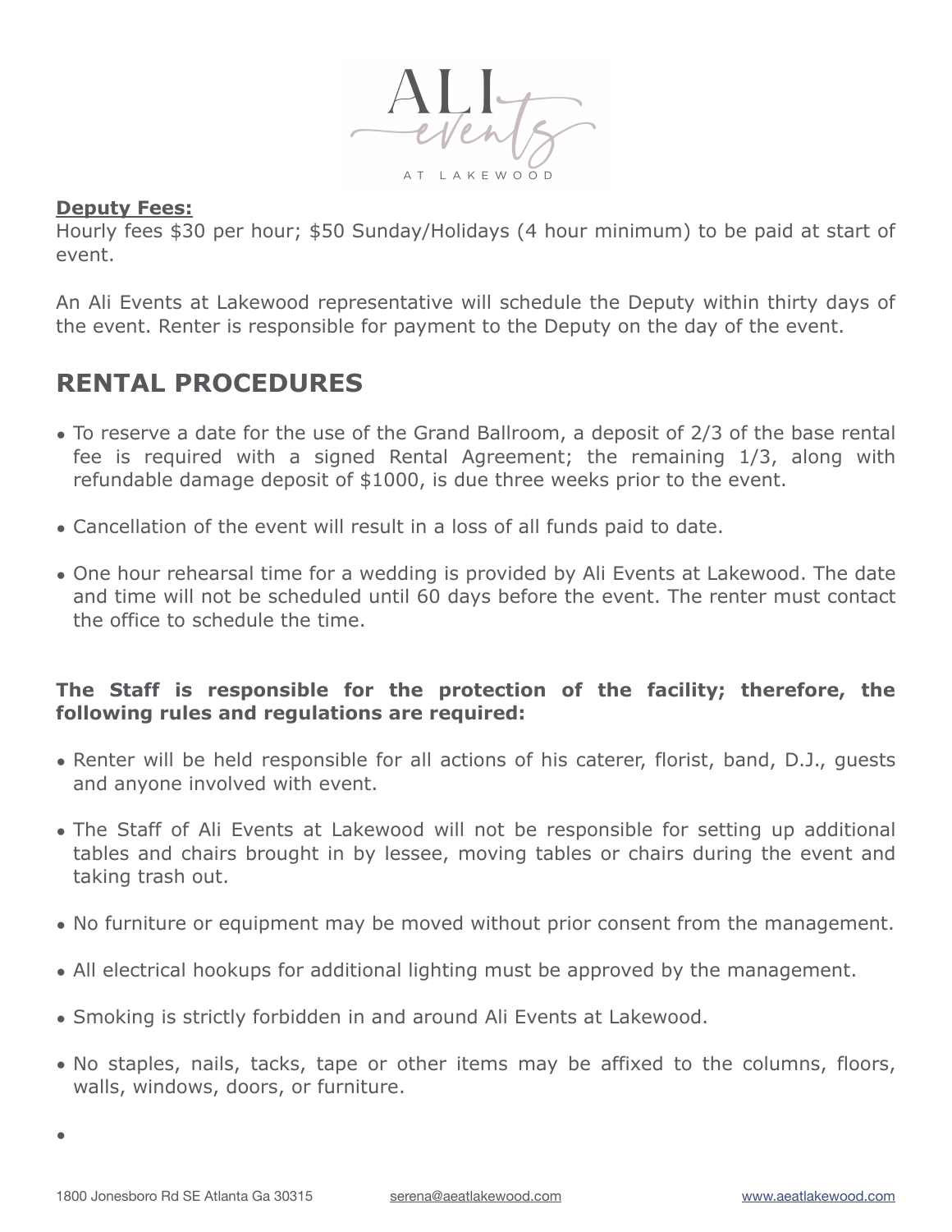**Deputy Fees:**
Hourly fees $30 per hour; $50 Sunday/Holidays (4 hour minimum) to be paid at start of event.

An Ali Events at Lakewood representative will schedule the Deputy within thirty days of the event. Renter is responsible for payment to the Deputy on the day of the event.

## RENTAL PROCEDURES

- To reserve a date for the use of the Grand Ballroom, a deposit of 2/3 of the base rental fee is required with a signed Rental Agreement; the remaining 1/3, along with refundable damage deposit of $1000, is due three weeks prior to the event.
- Cancellation of the event will result in a loss of all funds paid to date.
- One hour rehearsal time for a wedding is provided by Ali Events at Lakewood. The date and time will not be scheduled until 60 days before the event. The renter must contact the office to schedule the time.

**The Staff is responsible for the protection of the facility; therefore, the following rules and regulations are required:**

- Renter will be held responsible for all actions of his caterer, florist, band, D.J., guests and anyone involved with event.
- The Staff of Ali Events at Lakewood will not be responsible for setting up additional tables and chairs brought in by lessee, moving tables or chairs during the event and taking trash out.
- No furniture or equipment may be moved without prior consent from the management.
- All electrical hookups for additional lighting must be approved by the management.
- Smoking is strictly forbidden in and around Ali Events at Lakewood.
- No staples, nails, tacks, tape or other items may be affixed to the columns, floors, walls, windows, doors, or furniture.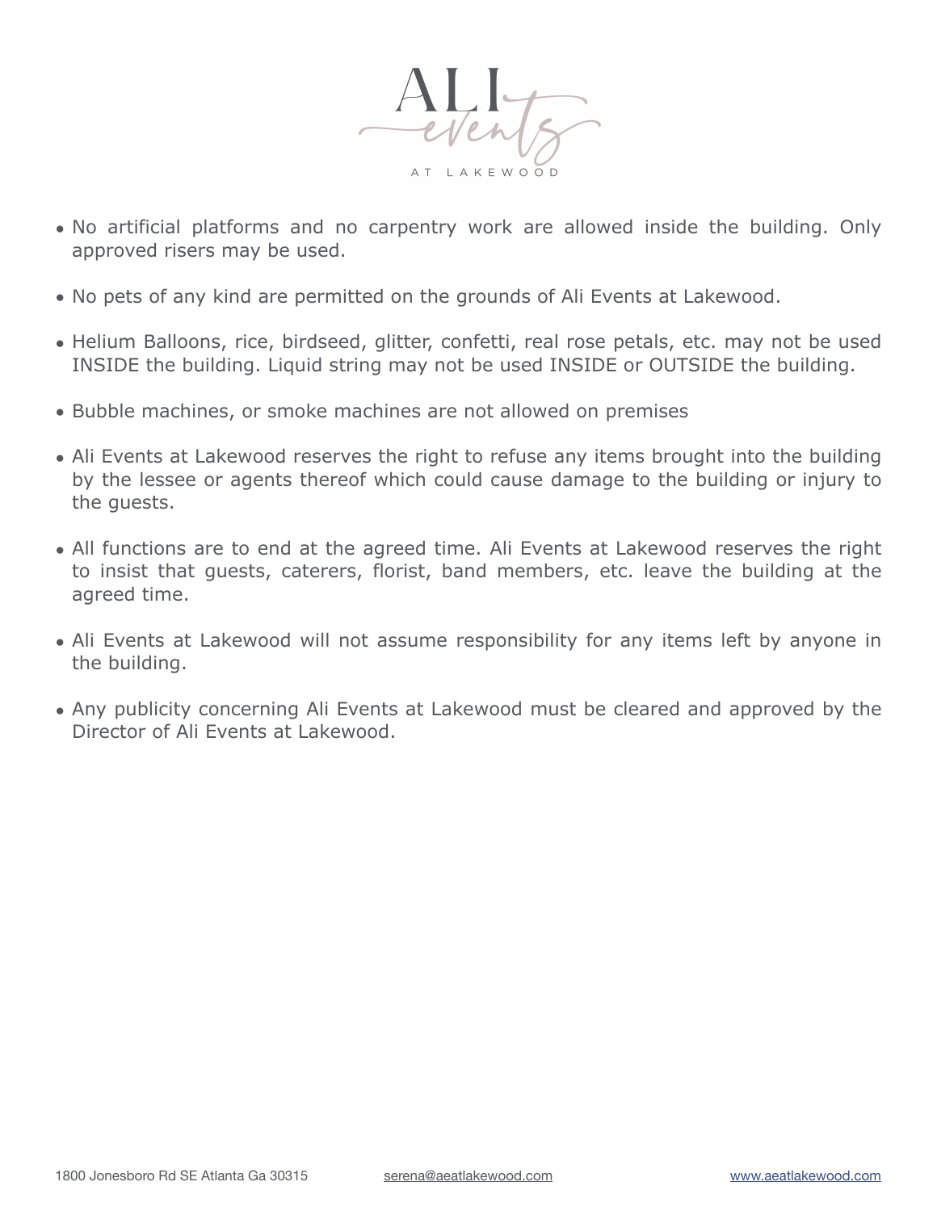- No artificial platforms and no carpentry work are allowed inside the building. Only approved risers may be used.

- No pets of any kind are permitted on the grounds of Ali Events at Lakewood.

- Helium Balloons, rice, birdseed, glitter, confetti, real rose petals, etc. may not be used INSIDE the building. Liquid string may not be used INSIDE or OUTSIDE the building.

- Bubble machines, or smoke machines are not allowed on premises

- Ali Events at Lakewood reserves the right to refuse any items brought into the building by the lessee or agents thereof which could cause damage to the building or injury to the guests.

- All functions are to end at the agreed time. Ali Events at Lakewood reserves the right to insist that guests, caterers, florist, band members, etc. leave the building at the agreed time.

- Ali Events at Lakewood will not assume responsibility for any items left by anyone in the building.

- Any publicity concerning Ali Events at Lakewood must be cleared and approved by the Director of Ali Events at Lakewood.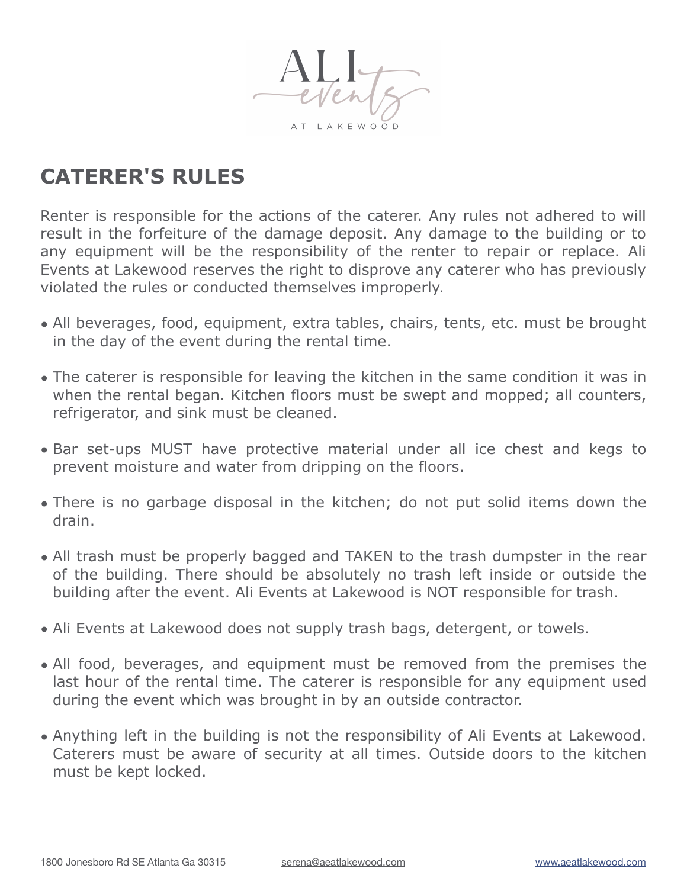# CATERER'S RULES

Renter is responsible for the actions of the caterer. Any rules not adhered to will result in the forfeiture of the damage deposit. Any damage to the building or to any equipment will be the responsibility of the renter to repair or replace. Ali Events at Lakewood reserves the right to disprove any caterer who has previously violated the rules or conducted themselves improperly.

- All beverages, food, equipment, extra tables, chairs, tents, etc. must be brought in the day of the event during the rental time.
- The caterer is responsible for leaving the kitchen in the same condition it was in when the rental began. Kitchen floors must be swept and mopped; all counters, refrigerator, and sink must be cleaned.
- Bar set-ups MUST have protective material under all ice chest and kegs to prevent moisture and water from dripping on the floors.
- There is no garbage disposal in the kitchen; do not put solid items down the drain.
- All trash must be properly bagged and TAKEN to the trash dumpster in the rear of the building. There should be absolutely no trash left inside or outside the building after the event. Ali Events at Lakewood is NOT responsible for trash.
- Ali Events at Lakewood does not supply trash bags, detergent, or towels.
- All food, beverages, and equipment must be removed from the premises the last hour of the rental time. The caterer is responsible for any equipment used during the event which was brought in by an outside contractor.
- Anything left in the building is not the responsibility of Ali Events at Lakewood. Caterers must be aware of security at all times. Outside doors to the kitchen must be kept locked.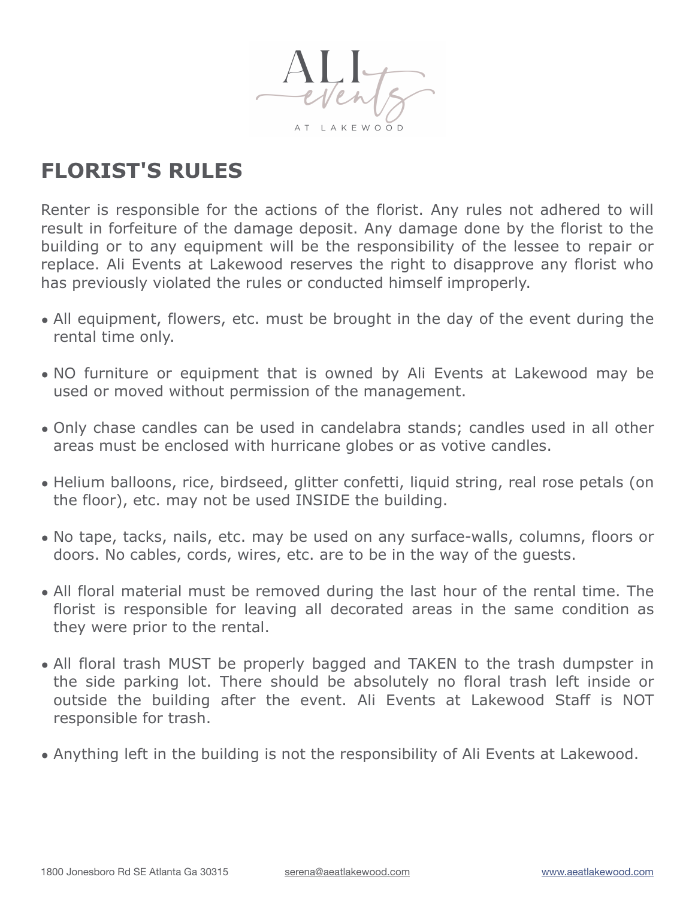## FLORIST'S RULES

Renter is responsible for the actions of the florist. Any rules not adhered to will result in forfeiture of the damage deposit. Any damage done by the florist to the building or to any equipment will be the responsibility of the lessee to repair or replace. Ali Events at Lakewood reserves the right to disapprove any florist who has previously violated the rules or conducted himself improperly.

- All equipment, flowers, etc. must be brought in the day of the event during the rental time only.
- NO furniture or equipment that is owned by Ali Events at Lakewood may be used or moved without permission of the management.
- Only chase candles can be used in candelabra stands; candles used in all other areas must be enclosed with hurricane globes or as votive candles.
- Helium balloons, rice, birdseed, glitter confetti, liquid string, real rose petals (on the floor), etc. may not be used INSIDE the building.
- No tape, tacks, nails, etc. may be used on any surface-walls, columns, floors or doors. No cables, cords, wires, etc. are to be in the way of the guests.
- All floral material must be removed during the last hour of the rental time. The florist is responsible for leaving all decorated areas in the same condition as they were prior to the rental.
- All floral trash MUST be properly bagged and TAKEN to the trash dumpster in the side parking lot. There should be absolutely no floral trash left inside or outside the building after the event. Ali Events at Lakewood Staff is NOT responsible for trash.
- Anything left in the building is not the responsibility of Ali Events at Lakewood.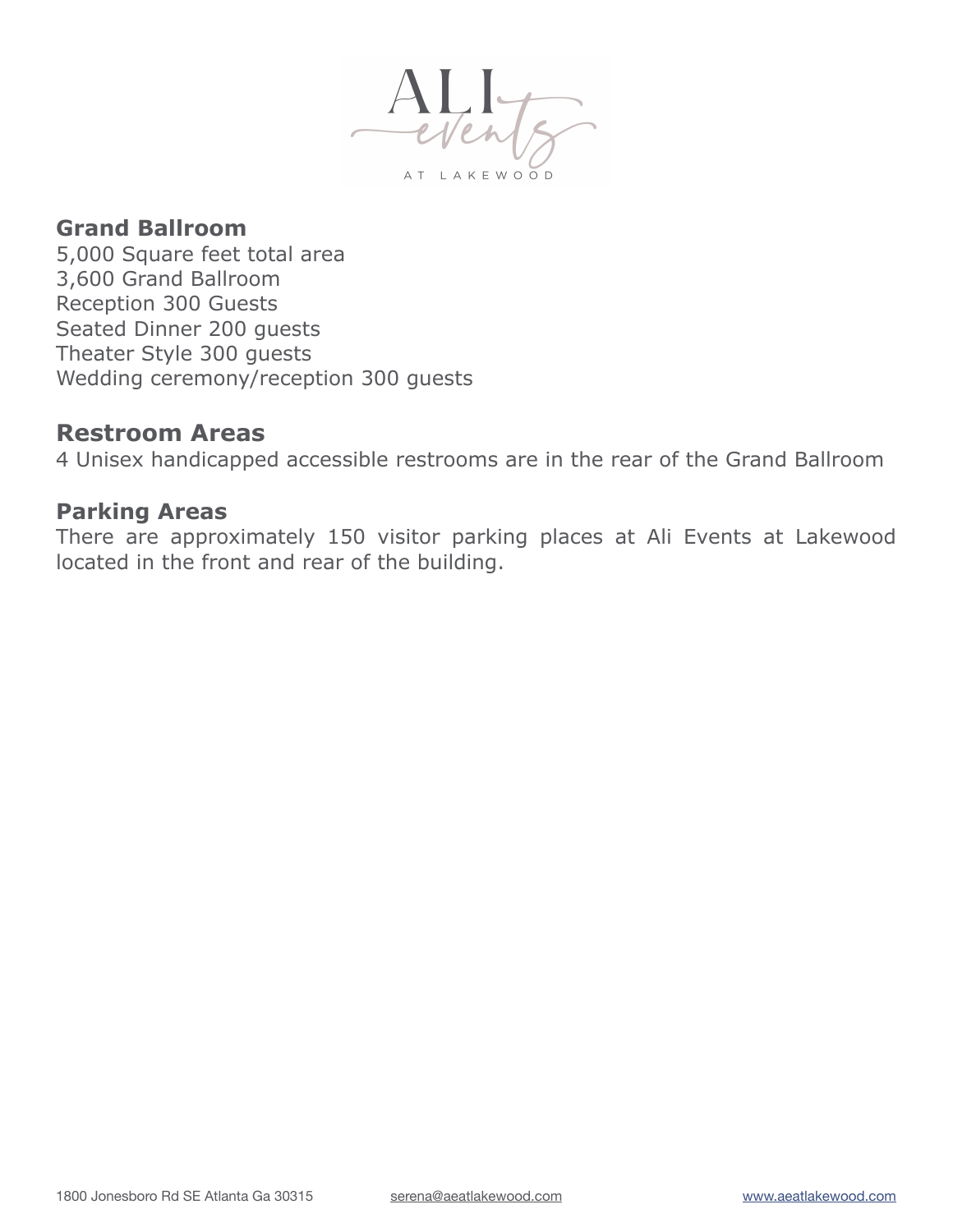## Grand Ballroom

5,000 Square feet total area
3,600 Grand Ballroom
Reception 300 Guests
Seated Dinner 200 guests
Theater Style 300 guests
Wedding ceremony/reception 300 guests

## Restroom Areas

4 Unisex handicapped accessible restrooms are in the rear of the Grand Ballroom

## Parking Areas

There are approximately 150 visitor parking places at Ali Events at Lakewood located in the front and rear of the building.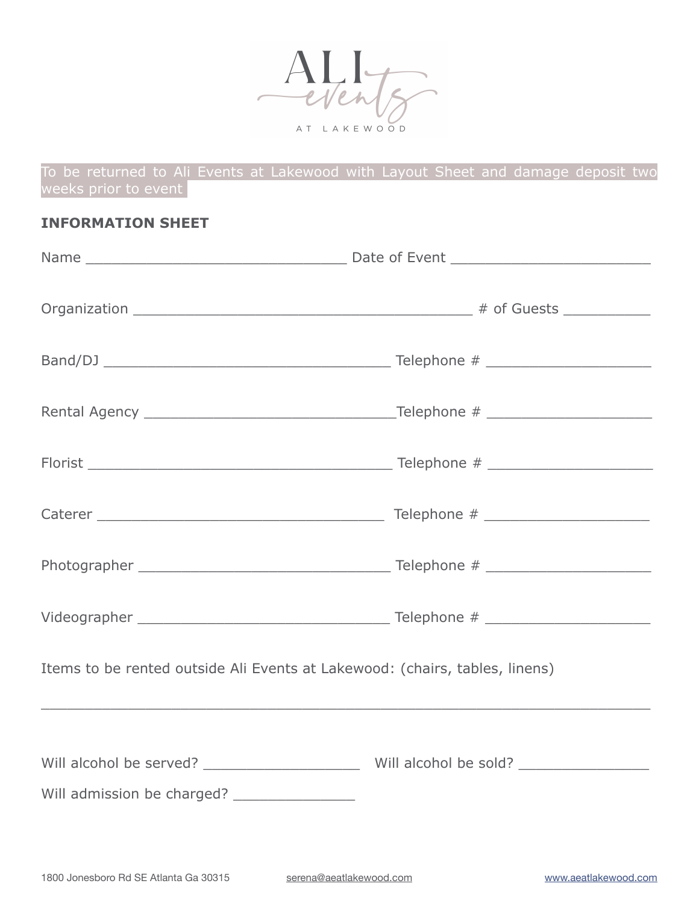ALI events AT LAKEWOOD

To be returned to Ali Events at Lakewood with Layout Sheet and damage deposit two weeks prior to event

**INFORMATION SHEET**

Name ______________________________ Date of Event _______________________

Organization _______________________________________ # of Guests __________

Band/DJ _________________________________ Telephone # ___________________

Rental Agency _____________________________Telephone # ___________________

Florist ___________________________________ Telephone # ___________________

Caterer _________________________________ Telephone # ___________________

Photographer _____________________________ Telephone # ___________________

Videographer _____________________________ Telephone # ___________________

Items to be rented outside Ali Events at Lakewood: (chairs, tables, linens)

______________________________________________________________________

Will alcohol be served? __________________ Will alcohol be sold? _______________

Will admission be charged? ______________

1800 Jonesboro Rd SE Atlanta Ga 30315 serena@aeatlakewood.com www.aeatlakewood.com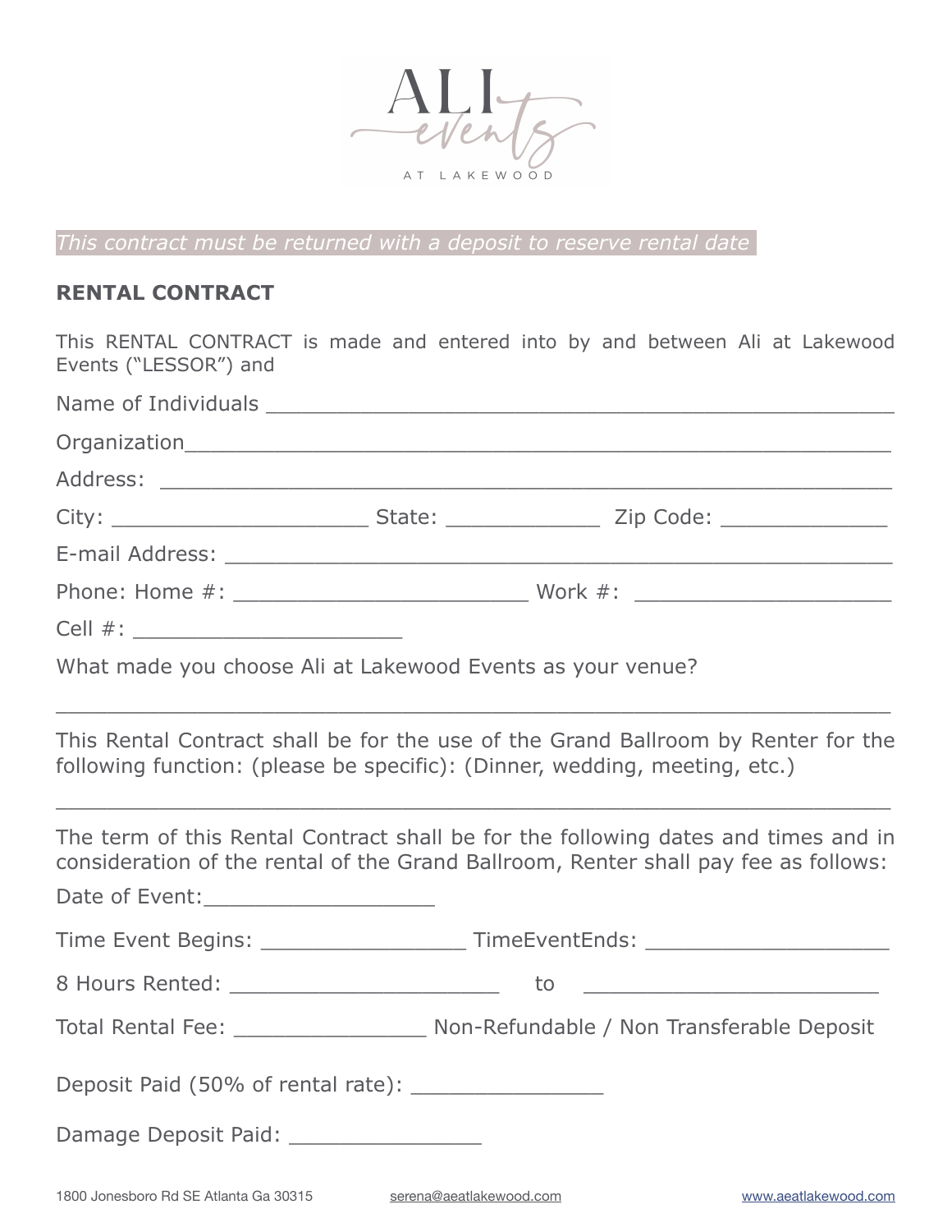ALI events AT LAKEWOOD

*This contract must be returned with a deposit to reserve rental date*

**RENTAL CONTRACT**

This RENTAL CONTRACT is made and entered into by and between Ali at Lakewood Events ("LESSOR") and

Name of Individuals ________________________________________________

Organization______________________________________________________

Address: _________________________________________________________

City: ____________________ State: ____________ Zip Code: _____________

E-mail Address: ____________________________________________________

Phone: Home #: _______________________ Work #: ____________________

Cell #: _____________________

What made you choose Ali at Lakewood Events as your venue?

_________________________________________________________________

This Rental Contract shall be for the use of the Grand Ballroom by Renter for the following function: (please be specific): (Dinner, wedding, meeting, etc.)

_________________________________________________________________

The term of this Rental Contract shall be for the following dates and times and in consideration of the rental of the Grand Ballroom, Renter shall pay fee as follows:

Date of Event:__________________

Time Event Begins: ________________ TimeEventEnds: ___________________

8 Hours Rented: _____________________ to _______________________

Total Rental Fee: _______________ Non-Refundable / Non Transferable Deposit

Deposit Paid (50% of rental rate): _______________

Damage Deposit Paid: _______________

1800 Jonesboro Rd SE Atlanta Ga 30315 serena@aeatlakewood.com www.aeatlakewood.com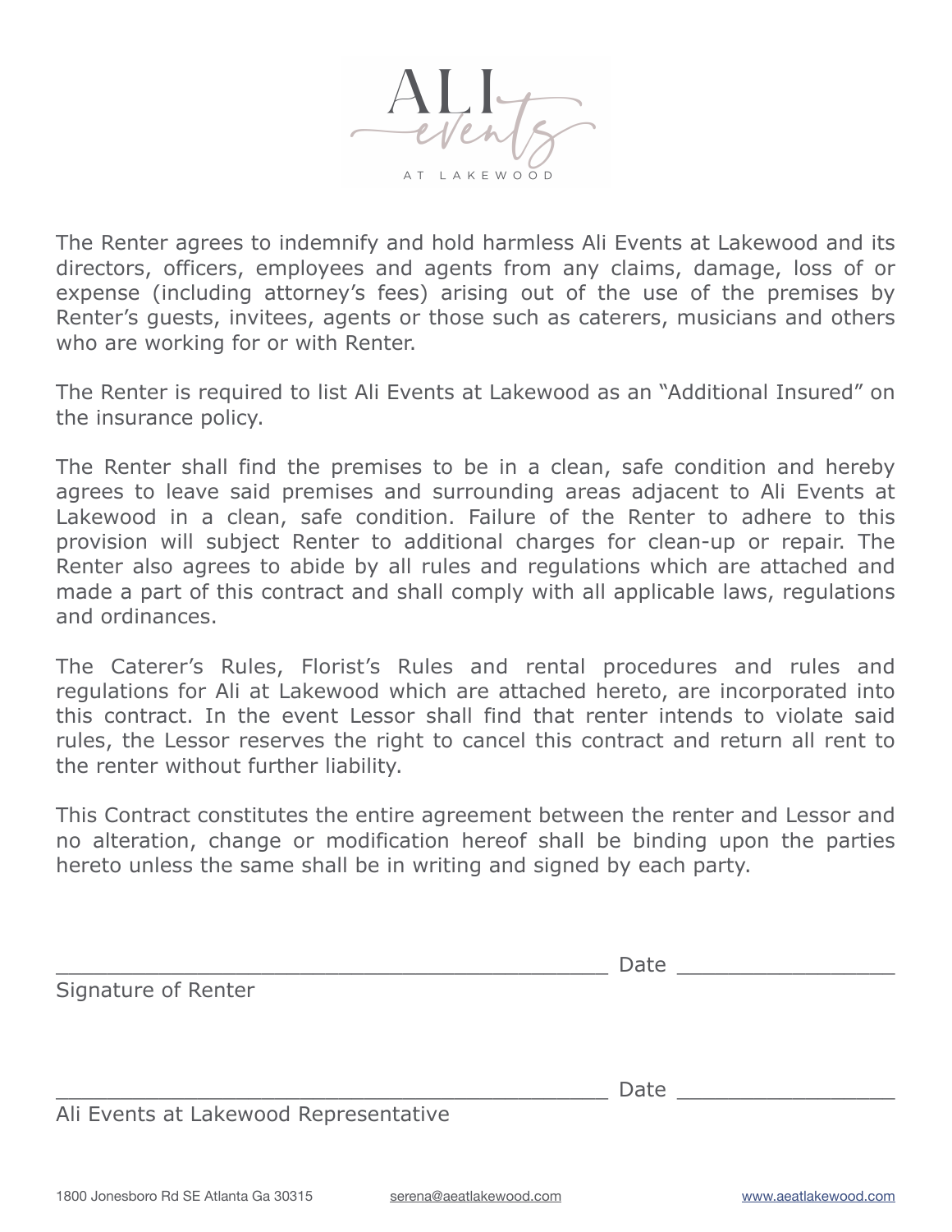The Renter agrees to indemnify and hold harmless Ali Events at Lakewood and its directors, officers, employees and agents from any claims, damage, loss of or expense (including attorney's fees) arising out of the use of the premises by Renter's guests, invitees, agents or those such as caterers, musicians and others who are working for or with Renter.

The Renter is required to list Ali Events at Lakewood as an "Additional Insured" on the insurance policy.

The Renter shall find the premises to be in a clean, safe condition and hereby agrees to leave said premises and surrounding areas adjacent to Ali Events at Lakewood in a clean, safe condition. Failure of the Renter to adhere to this provision will subject Renter to additional charges for clean-up or repair. The Renter also agrees to abide by all rules and regulations which are attached and made a part of this contract and shall comply with all applicable laws, regulations and ordinances.

The Caterer's Rules, Florist's Rules and rental procedures and rules and regulations for Ali at Lakewood which are attached hereto, are incorporated into this contract. In the event Lessor shall find that renter intends to violate said rules, the Lessor reserves the right to cancel this contract and return all rent to the renter without further liability.

This Contract constitutes the entire agreement between the renter and Lessor and no alteration, change or modification hereof shall be binding upon the parties hereto unless the same shall be in writing and signed by each party.

_____________________________________________ Date _________________

Signature of Renter

_____________________________________________ Date _________________

Ali Events at Lakewood Representative